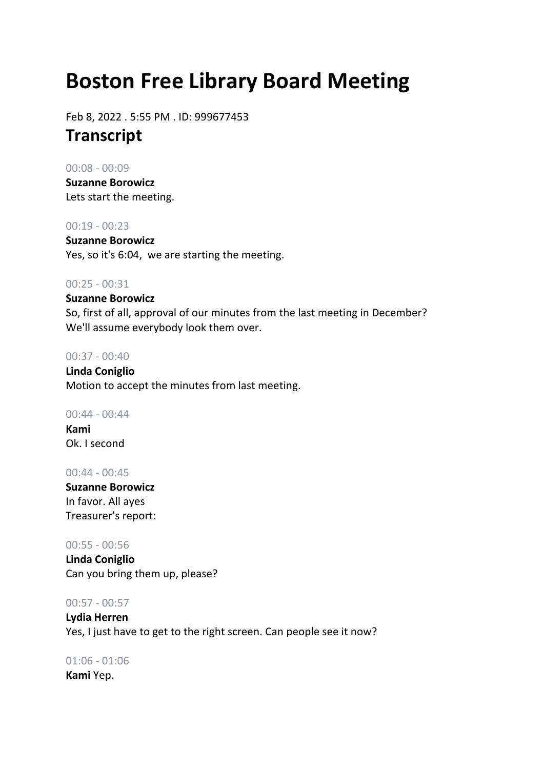# Boston Free Library Board Meeting

Feb 8, 2022 . 5:55 PM . ID: 999677453

## Transcript

00:08 - 00:09

**Suzanne Borowicz**
Lets start the meeting.

00:19 - 00:23

**Suzanne Borowicz**
Yes, so it's 6:04,  we are starting the meeting.

00:25 - 00:31

**Suzanne Borowicz**
So, first of all, approval of our minutes from the last meeting in December? We'll assume everybody look them over.

00:37 - 00:40

**Linda Coniglio**
Motion to accept the minutes from last meeting.

00:44 - 00:44

**Kami**
Ok. I second

00:44 - 00:45

**Suzanne Borowicz**
In favor. All ayes
Treasurer's report:

00:55 - 00:56

**Linda Coniglio**
Can you bring them up, please?

00:57 - 00:57

**Lydia Herren**
Yes, I just have to get to the right screen. Can people see it now?

01:06 - 01:06

**Kami** Yep.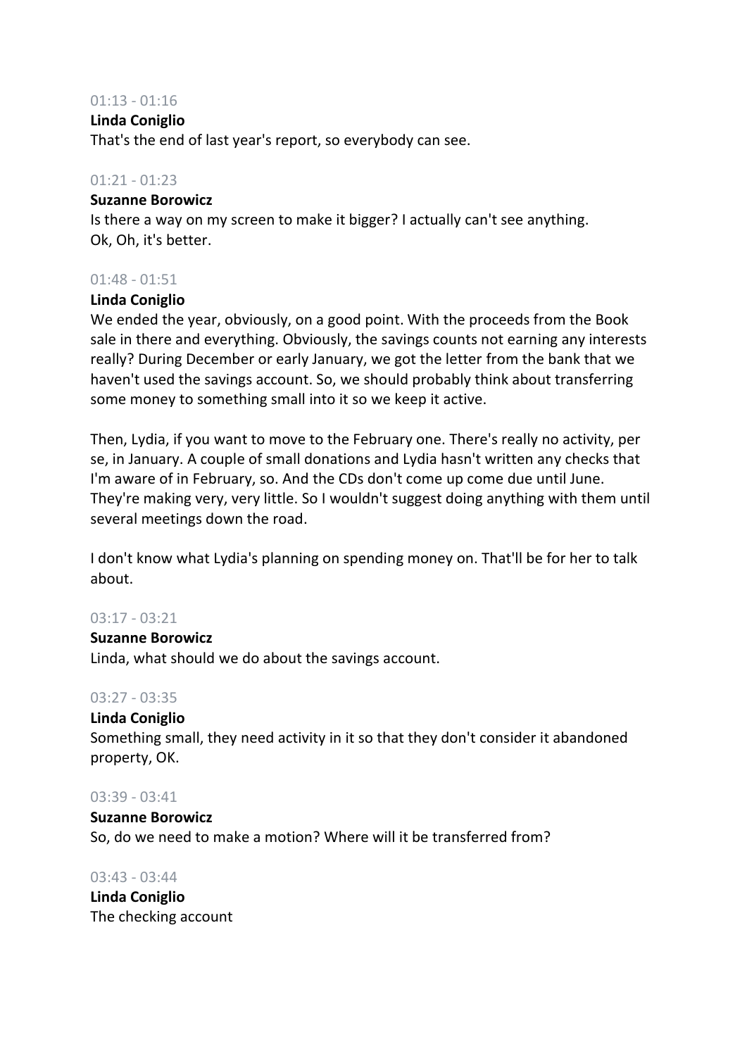01:13 - 01:16

**Linda Coniglio**
That's the end of last year's report, so everybody can see.

01:21 - 01:23

**Suzanne Borowicz**
Is there a way on my screen to make it bigger? I actually can't see anything.
Ok, Oh, it's better.

01:48 - 01:51

**Linda Coniglio**
We ended the year, obviously, on a good point. With the proceeds from the Book sale in there and everything. Obviously, the savings counts not earning any interests really? During December or early January, we got the letter from the bank that we haven't used the savings account. So, we should probably think about transferring some money to something small into it so we keep it active.

Then, Lydia, if you want to move to the February one. There's really no activity, per se, in January. A couple of small donations and Lydia hasn't written any checks that I'm aware of in February, so. And the CDs don't come up come due until June. They're making very, very little. So I wouldn't suggest doing anything with them until several meetings down the road.

I don't know what Lydia's planning on spending money on. That'll be for her to talk about.

03:17 - 03:21

**Suzanne Borowicz**
Linda, what should we do about the savings account.

03:27 - 03:35

**Linda Coniglio**
Something small, they need activity in it so that they don't consider it abandoned property, OK.

03:39 - 03:41

**Suzanne Borowicz**
So, do we need to make a motion? Where will it be transferred from?

03:43 - 03:44

**Linda Coniglio**
The checking account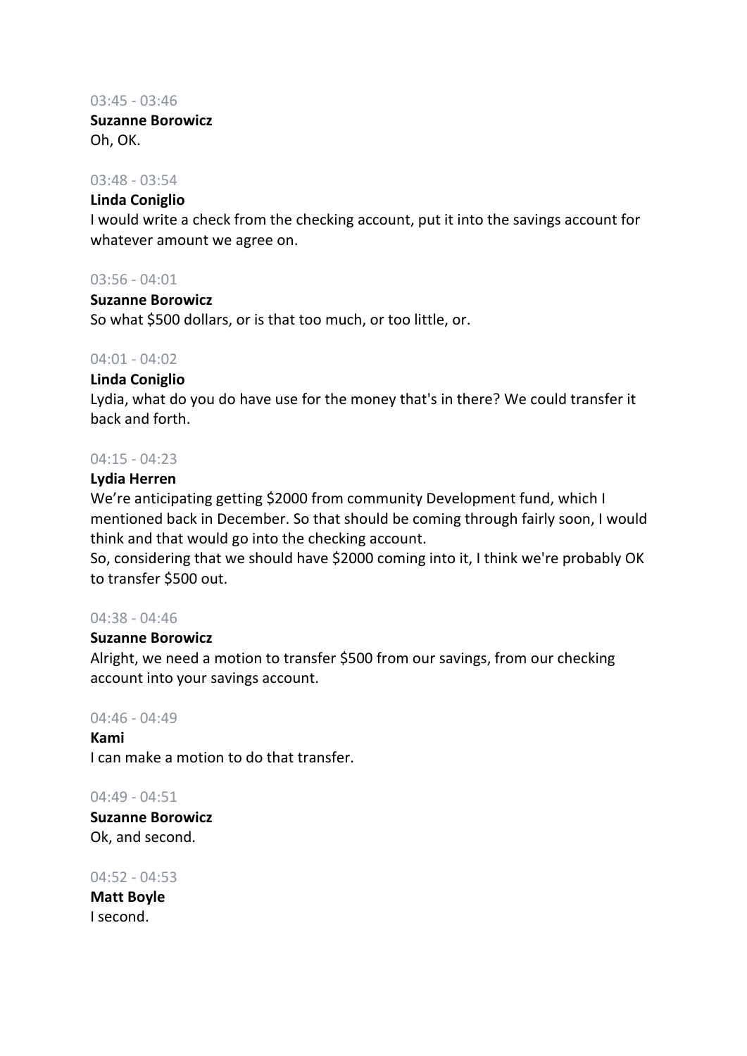03:45 - 03:46

**Suzanne Borowicz**
Oh, OK.

03:48 - 03:54

**Linda Coniglio**
I would write a check from the checking account, put it into the savings account for whatever amount we agree on.

03:56 - 04:01

**Suzanne Borowicz**
So what $500 dollars, or is that too much, or too little, or.

04:01 - 04:02

**Linda Coniglio**
Lydia, what do you do have use for the money that's in there? We could transfer it back and forth.

04:15 - 04:23

**Lydia Herren**
We're anticipating getting $2000 from community Development fund, which I mentioned back in December. So that should be coming through fairly soon, I would think and that would go into the checking account.
So, considering that we should have $2000 coming into it, I think we're probably OK to transfer $500 out.

04:38 - 04:46

**Suzanne Borowicz**
Alright, we need a motion to transfer $500 from our savings, from our checking account into your savings account.

04:46 - 04:49

**Kami**
I can make a motion to do that transfer.

04:49 - 04:51

**Suzanne Borowicz**
Ok, and second.

04:52 - 04:53

**Matt Boyle**
I second.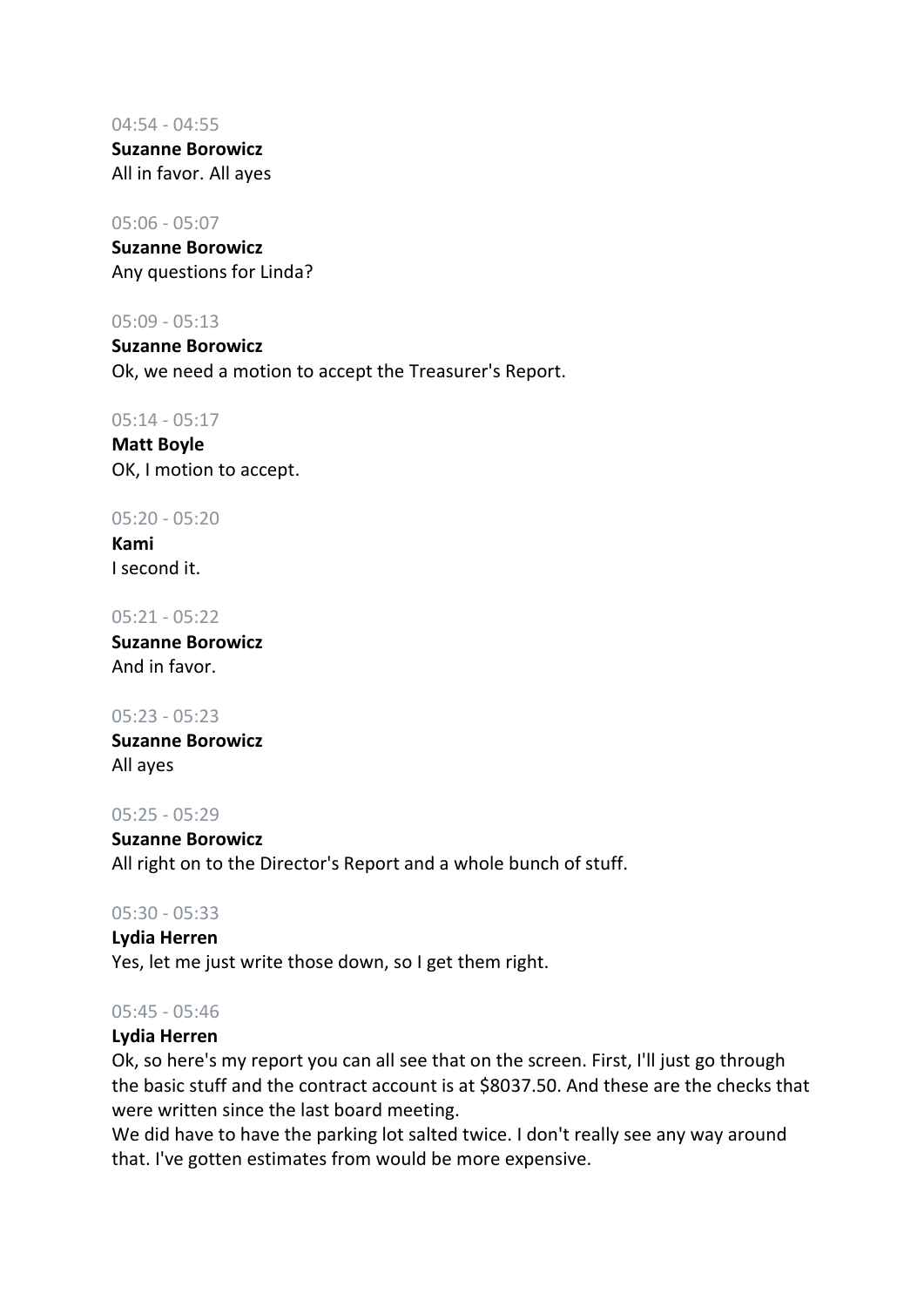04:54 - 04:55

**Suzanne Borowicz**
All in favor. All ayes

05:06 - 05:07

**Suzanne Borowicz**
Any questions for Linda?

05:09 - 05:13

**Suzanne Borowicz**
Ok, we need a motion to accept the Treasurer's Report.

05:14 - 05:17

**Matt Boyle**
OK, I motion to accept.

05:20 - 05:20

**Kami**
I second it.

05:21 - 05:22

**Suzanne Borowicz**
And in favor.

05:23 - 05:23

**Suzanne Borowicz**
All ayes

05:25 - 05:29

**Suzanne Borowicz**
All right on to the Director's Report and a whole bunch of stuff.

05:30 - 05:33

**Lydia Herren**
Yes, let me just write those down, so I get them right.

05:45 - 05:46

**Lydia Herren**
Ok, so here's my report you can all see that on the screen. First, I'll just go through the basic stuff and the contract account is at $8037.50. And these are the checks that were written since the last board meeting.
We did have to have the parking lot salted twice. I don't really see any way around that. I've gotten estimates from would be more expensive.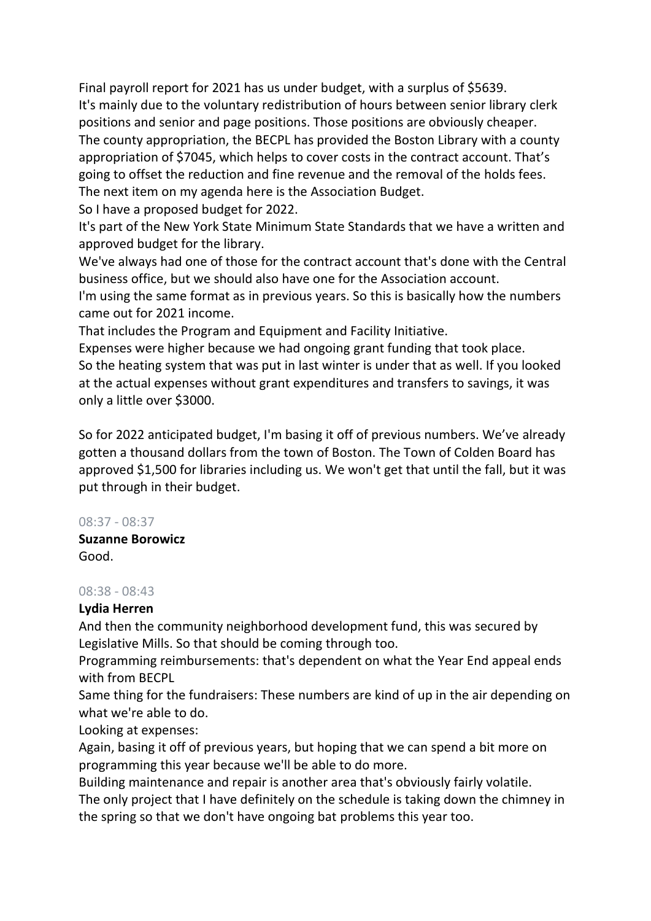Final payroll report for 2021 has us under budget, with a surplus of $5639.
It's mainly due to the voluntary redistribution of hours between senior library clerk positions and senior and page positions. Those positions are obviously cheaper.
The county appropriation, the BECPL has provided the Boston Library with a county appropriation of $7045, which helps to cover costs in the contract account. That's going to offset the reduction and fine revenue and the removal of the holds fees.
The next item on my agenda here is the Association Budget.
So I have a proposed budget for 2022.
It's part of the New York State Minimum State Standards that we have a written and approved budget for the library.
We've always had one of those for the contract account that's done with the Central business office, but we should also have one for the Association account.
I'm using the same format as in previous years. So this is basically how the numbers came out for 2021 income.
That includes the Program and Equipment and Facility Initiative.
Expenses were higher because we had ongoing grant funding that took place.
So the heating system that was put in last winter is under that as well. If you looked at the actual expenses without grant expenditures and transfers to savings, it was only a little over $3000.

So for 2022 anticipated budget, I'm basing it off of previous numbers. We've already gotten a thousand dollars from the town of Boston. The Town of Colden Board has approved $1,500 for libraries including us. We won't get that until the fall, but it was put through in their budget.

08:37 - 08:37

**Suzanne Borowicz**
Good.

08:38 - 08:43

**Lydia Herren**
And then the community neighborhood development fund, this was secured by Legislative Mills. So that should be coming through too.
Programming reimbursements: that's dependent on what the Year End appeal ends with from BECPL
Same thing for the fundraisers: These numbers are kind of up in the air depending on what we're able to do.
Looking at expenses:
Again, basing it off of previous years, but hoping that we can spend a bit more on programming this year because we'll be able to do more.
Building maintenance and repair is another area that's obviously fairly volatile.
The only project that I have definitely on the schedule is taking down the chimney in the spring so that we don't have ongoing bat problems this year too.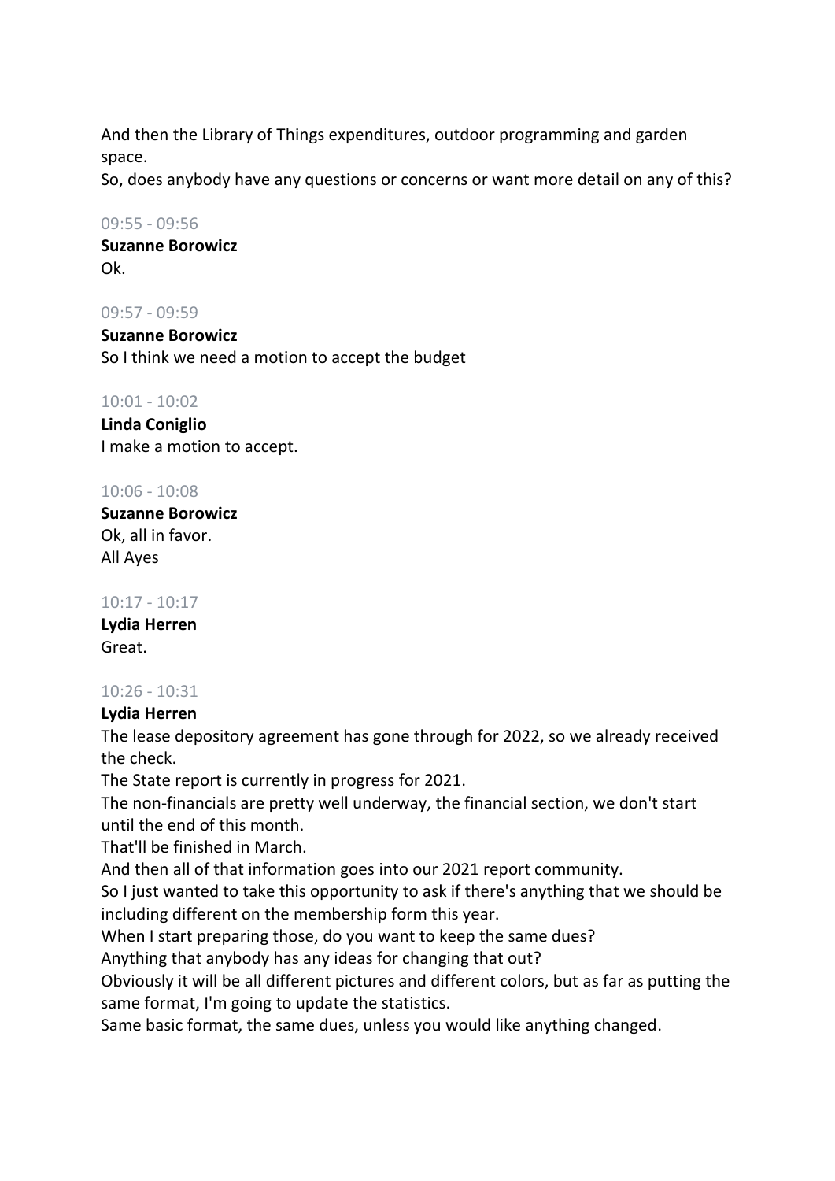And then the Library of Things expenditures, outdoor programming and garden space.
So, does anybody have any questions or concerns or want more detail on any of this?

09:55 - 09:56

**Suzanne Borowicz**
Ok.

09:57 - 09:59

**Suzanne Borowicz**
So I think we need a motion to accept the budget

10:01 - 10:02

**Linda Coniglio**
I make a motion to accept.

10:06 - 10:08

**Suzanne Borowicz**
Ok, all in favor.
All Ayes

10:17 - 10:17

**Lydia Herren**
Great.

10:26 - 10:31

**Lydia Herren**
The lease depository agreement has gone through for 2022, so we already received the check.
The State report is currently in progress for 2021.
The non-financials are pretty well underway, the financial section, we don't start until the end of this month.
That'll be finished in March.
And then all of that information goes into our 2021 report community.
So I just wanted to take this opportunity to ask if there's anything that we should be including different on the membership form this year.
When I start preparing those, do you want to keep the same dues?
Anything that anybody has any ideas for changing that out?
Obviously it will be all different pictures and different colors, but as far as putting the same format, I'm going to update the statistics.
Same basic format, the same dues, unless you would like anything changed.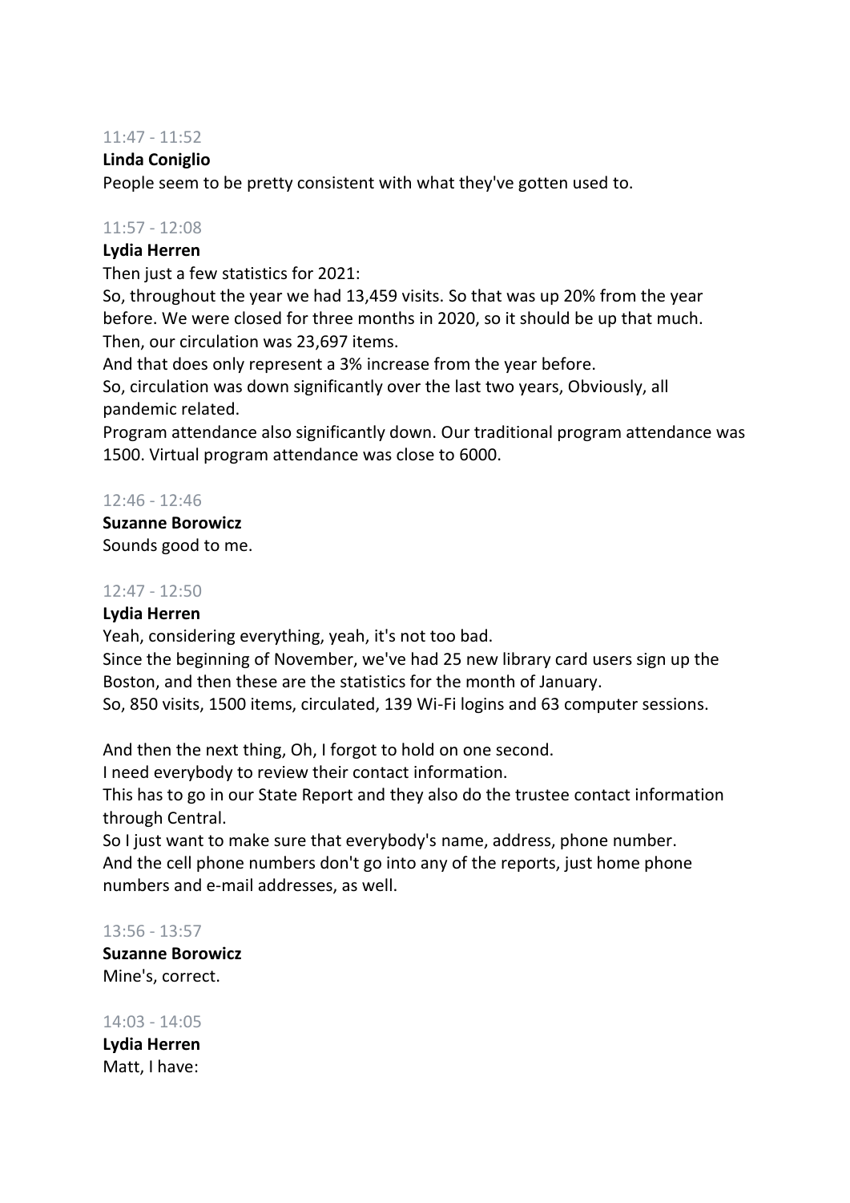11:47 - 11:52

**Linda Coniglio**

People seem to be pretty consistent with what they've gotten used to.

11:57 - 12:08

**Lydia Herren**

Then just a few statistics for 2021:

So, throughout the year we had 13,459 visits. So that was up 20% from the year before. We were closed for three months in 2020, so it should be up that much.

Then, our circulation was 23,697 items.

And that does only represent a 3% increase from the year before.

So, circulation was down significantly over the last two years, Obviously, all pandemic related.

Program attendance also significantly down. Our traditional program attendance was 1500. Virtual program attendance was close to 6000.

12:46 - 12:46

**Suzanne Borowicz**

Sounds good to me.

12:47 - 12:50

**Lydia Herren**

Yeah, considering everything, yeah, it's not too bad.

Since the beginning of November, we've had 25 new library card users sign up the Boston, and then these are the statistics for the month of January.

So, 850 visits, 1500 items, circulated, 139 Wi-Fi logins and 63 computer sessions.

And then the next thing, Oh, I forgot to hold on one second.

I need everybody to review their contact information.

This has to go in our State Report and they also do the trustee contact information through Central.

So I just want to make sure that everybody's name, address, phone number.

And the cell phone numbers don't go into any of the reports, just home phone numbers and e-mail addresses, as well.

13:56 - 13:57

**Suzanne Borowicz**

Mine's, correct.

14:03 - 14:05

**Lydia Herren**

Matt, I have: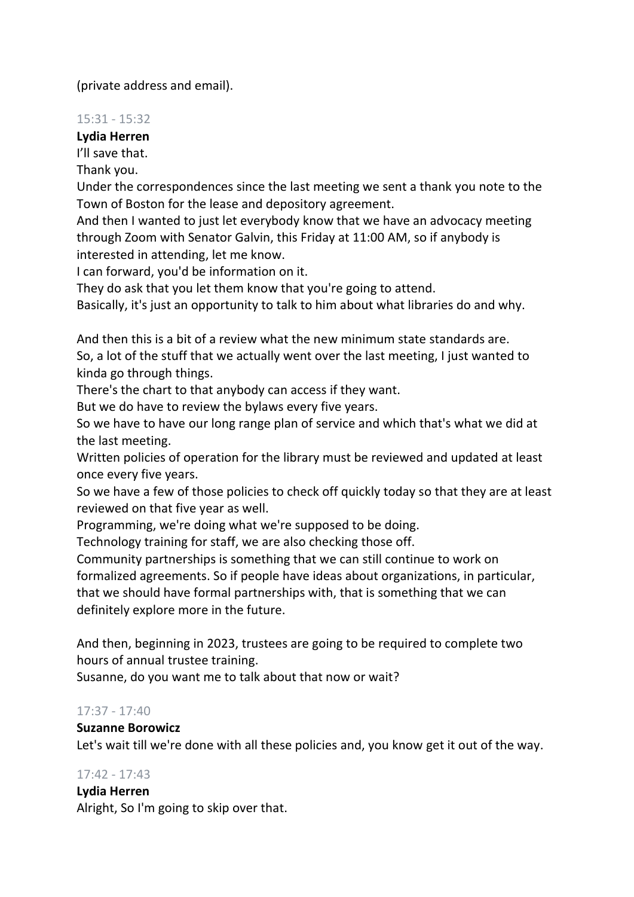(private address and email).

15:31 - 15:32

**Lydia Herren**

I'll save that.

Thank you.

Under the correspondences since the last meeting we sent a thank you note to the Town of Boston for the lease and depository agreement.

And then I wanted to just let everybody know that we have an advocacy meeting through Zoom with Senator Galvin, this Friday at 11:00 AM, so if anybody is interested in attending, let me know.

I can forward, you'd be information on it.

They do ask that you let them know that you're going to attend.

Basically, it's just an opportunity to talk to him about what libraries do and why.

And then this is a bit of a review what the new minimum state standards are.

So, a lot of the stuff that we actually went over the last meeting, I just wanted to kinda go through things.

There's the chart to that anybody can access if they want.

But we do have to review the bylaws every five years.

So we have to have our long range plan of service and which that's what we did at the last meeting.

Written policies of operation for the library must be reviewed and updated at least once every five years.

So we have a few of those policies to check off quickly today so that they are at least reviewed on that five year as well.

Programming, we're doing what we're supposed to be doing.

Technology training for staff, we are also checking those off.

Community partnerships is something that we can still continue to work on formalized agreements. So if people have ideas about organizations, in particular, that we should have formal partnerships with, that is something that we can definitely explore more in the future.

And then, beginning in 2023, trustees are going to be required to complete two hours of annual trustee training.

Susanne, do you want me to talk about that now or wait?

17:37 - 17:40

**Suzanne Borowicz**

Let's wait till we're done with all these policies and, you know get it out of the way.

17:42 - 17:43

**Lydia Herren**

Alright, So I'm going to skip over that.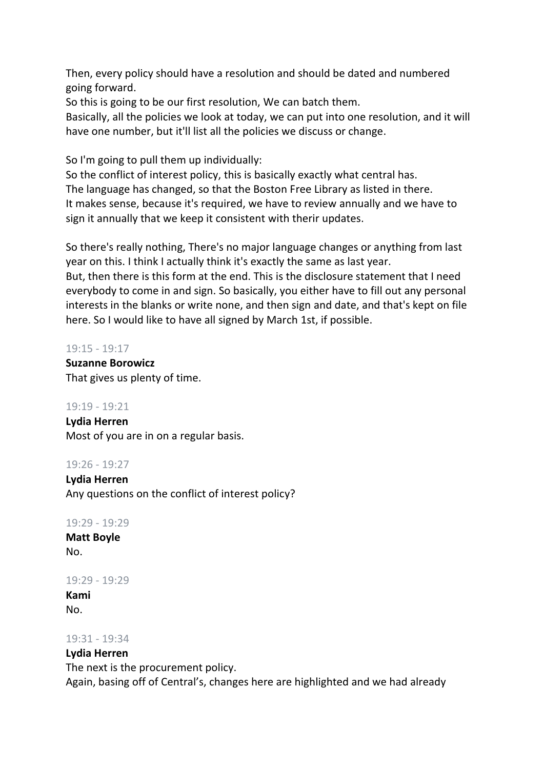Then, every policy should have a resolution and should be dated and numbered going forward.
So this is going to be our first resolution, We can batch them.
Basically, all the policies we look at today, we can put into one resolution, and it will have one number, but it'll list all the policies we discuss or change.

So I'm going to pull them up individually:
So the conflict of interest policy, this is basically exactly what central has.
The language has changed, so that the Boston Free Library as listed in there.
It makes sense, because it's required, we have to review annually and we have to sign it annually that we keep it consistent with therir updates.

So there's really nothing, There's no major language changes or anything from last year on this. I think I actually think it's exactly the same as last year.
But, then there is this form at the end. This is the disclosure statement that I need everybody to come in and sign. So basically, you either have to fill out any personal interests in the blanks or write none, and then sign and date, and that's kept on file here. So I would like to have all signed by March 1st, if possible.

19:15 - 19:17

**Suzanne Borowicz**
That gives us plenty of time.

19:19 - 19:21

**Lydia Herren**
Most of you are in on a regular basis.

19:26 - 19:27

**Lydia Herren**
Any questions on the conflict of interest policy?

19:29 - 19:29

**Matt Boyle**
No.

19:29 - 19:29

**Kami**
No.

19:31 - 19:34

**Lydia Herren**
The next is the procurement policy.
Again, basing off of Central's, changes here are highlighted and we had already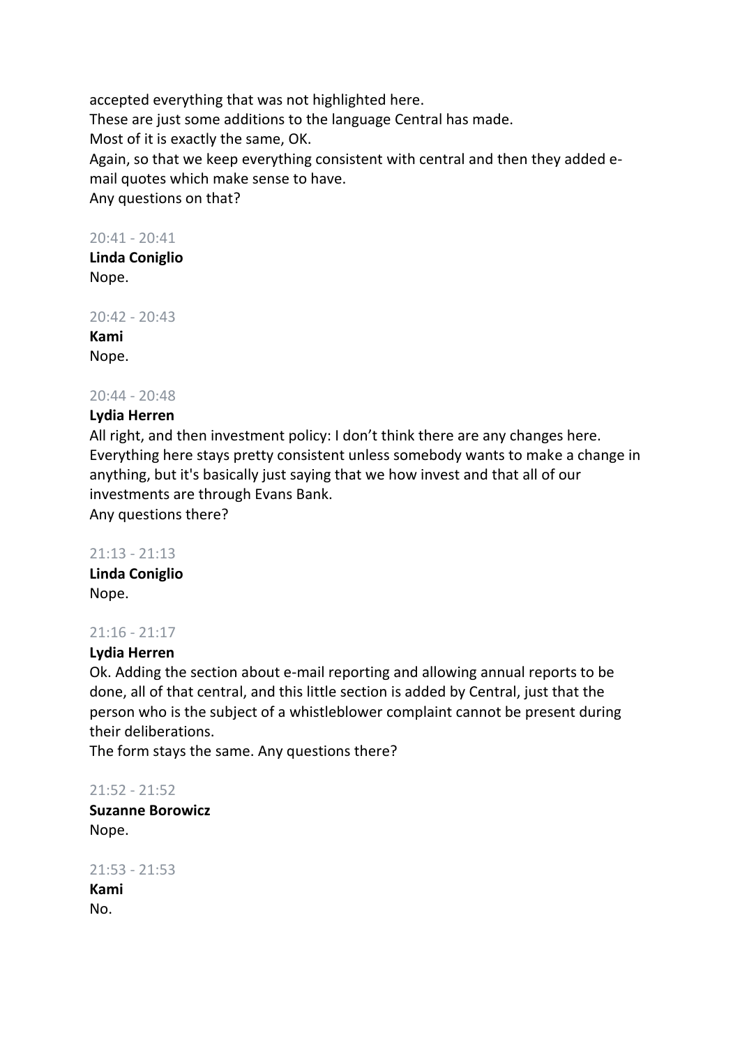accepted everything that was not highlighted here.
These are just some additions to the language Central has made.
Most of it is exactly the same, OK.
Again, so that we keep everything consistent with central and then they added e-mail quotes which make sense to have.
Any questions on that?

20:41 - 20:41
**Linda Coniglio**
Nope.

20:42 - 20:43
**Kami**
Nope.

20:44 - 20:48
**Lydia Herren**
All right, and then investment policy: I don't think there are any changes here.
Everything here stays pretty consistent unless somebody wants to make a change in anything, but it's basically just saying that we how invest and that all of our investments are through Evans Bank.
Any questions there?

21:13 - 21:13
**Linda Coniglio**
Nope.

21:16 - 21:17
**Lydia Herren**
Ok. Adding the section about e-mail reporting and allowing annual reports to be done, all of that central, and this little section is added by Central, just that the person who is the subject of a whistleblower complaint cannot be present during their deliberations.
The form stays the same. Any questions there?

21:52 - 21:52
**Suzanne Borowicz**
Nope.

21:53 - 21:53
**Kami**
No.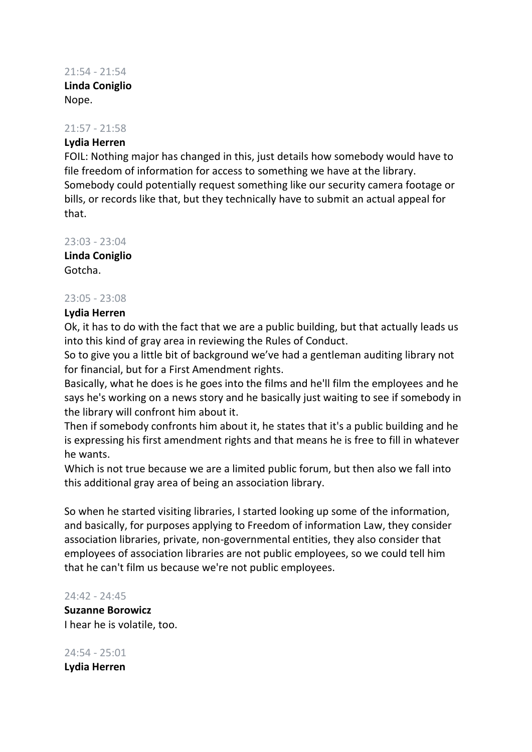21:54 - 21:54

**Linda Coniglio**

Nope.

21:57 - 21:58

**Lydia Herren**

FOIL: Nothing major has changed in this, just details how somebody would have to file freedom of information for access to something we have at the library. Somebody could potentially request something like our security camera footage or bills, or records like that, but they technically have to submit an actual appeal for that.

23:03 - 23:04

**Linda Coniglio**

Gotcha.

23:05 - 23:08

**Lydia Herren**

Ok, it has to do with the fact that we are a public building, but that actually leads us into this kind of gray area in reviewing the Rules of Conduct.

So to give you a little bit of background we've had a gentleman auditing library not for financial, but for a First Amendment rights.

Basically, what he does is he goes into the films and he'll film the employees and he says he's working on a news story and he basically just waiting to see if somebody in the library will confront him about it.

Then if somebody confronts him about it, he states that it's a public building and he is expressing his first amendment rights and that means he is free to fill in whatever he wants.

Which is not true because we are a limited public forum, but then also we fall into this additional gray area of being an association library.

So when he started visiting libraries, I started looking up some of the information, and basically, for purposes applying to Freedom of information Law, they consider association libraries, private, non-governmental entities, they also consider that employees of association libraries are not public employees, so we could tell him that he can't film us because we're not public employees.

24:42 - 24:45

**Suzanne Borowicz**

I hear he is volatile, too.

24:54 - 25:01

**Lydia Herren**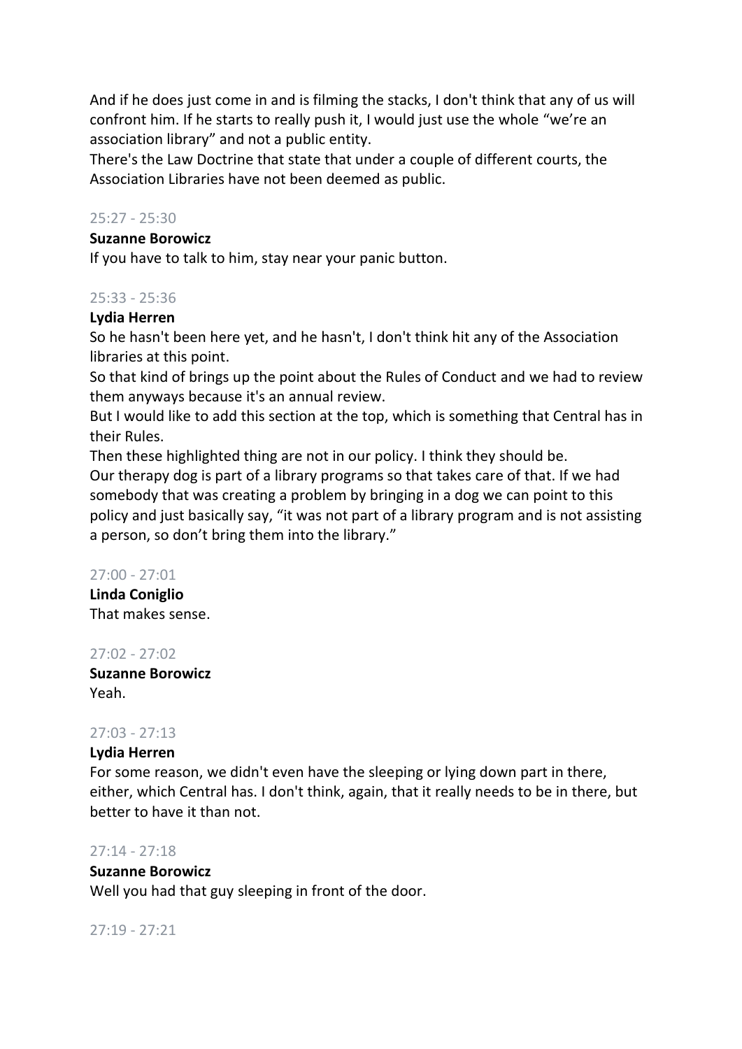And if he does just come in and is filming the stacks, I don't think that any of us will confront him. If he starts to really push it, I would just use the whole "we're an association library" and not a public entity.
There's the Law Doctrine that state that under a couple of different courts, the Association Libraries have not been deemed as public.

25:27 - 25:30

**Suzanne Borowicz**
If you have to talk to him, stay near your panic button.

25:33 - 25:36

**Lydia Herren**
So he hasn't been here yet, and he hasn't, I don't think hit any of the Association libraries at this point.
So that kind of brings up the point about the Rules of Conduct and we had to review them anyways because it's an annual review.
But I would like to add this section at the top, which is something that Central has in their Rules.
Then these highlighted thing are not in our policy. I think they should be.
Our therapy dog is part of a library programs so that takes care of that. If we had somebody that was creating a problem by bringing in a dog we can point to this policy and just basically say, "it was not part of a library program and is not assisting a person, so don't bring them into the library."

27:00 - 27:01

**Linda Coniglio**
That makes sense.

27:02 - 27:02

**Suzanne Borowicz**
Yeah.

27:03 - 27:13

**Lydia Herren**
For some reason, we didn't even have the sleeping or lying down part in there, either, which Central has. I don't think, again, that it really needs to be in there, but better to have it than not.

27:14 - 27:18

**Suzanne Borowicz**
Well you had that guy sleeping in front of the door.

27:19 - 27:21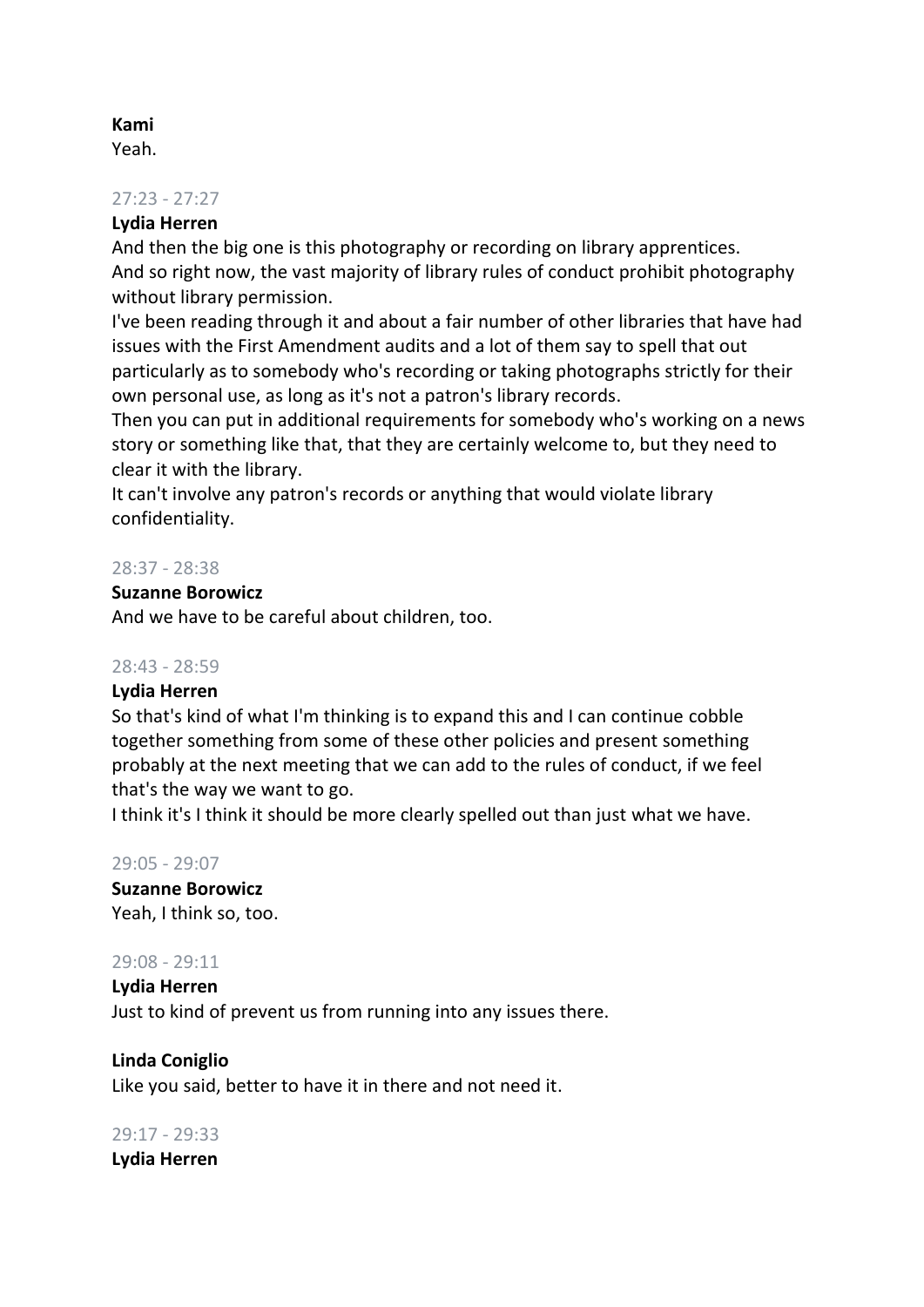**Kami**
Yeah.

27:23 - 27:27

**Lydia Herren**
And then the big one is this photography or recording on library apprentices.
And so right now, the vast majority of library rules of conduct prohibit photography without library permission.
I've been reading through it and about a fair number of other libraries that have had issues with the First Amendment audits and a lot of them say to spell that out particularly as to somebody who's recording or taking photographs strictly for their own personal use, as long as it's not a patron's library records.
Then you can put in additional requirements for somebody who's working on a news story or something like that, that they are certainly welcome to, but they need to clear it with the library.
It can't involve any patron's records or anything that would violate library confidentiality.

28:37 - 28:38

**Suzanne Borowicz**
And we have to be careful about children, too.

28:43 - 28:59

**Lydia Herren**
So that's kind of what I'm thinking is to expand this and I can continue cobble together something from some of these other policies and present something probably at the next meeting that we can add to the rules of conduct, if we feel that's the way we want to go.
I think it's I think it should be more clearly spelled out than just what we have.

29:05 - 29:07

**Suzanne Borowicz**
Yeah, I think so, too.

29:08 - 29:11

**Lydia Herren**
Just to kind of prevent us from running into any issues there.

**Linda Coniglio**
Like you said, better to have it in there and not need it.

29:17 - 29:33

**Lydia Herren**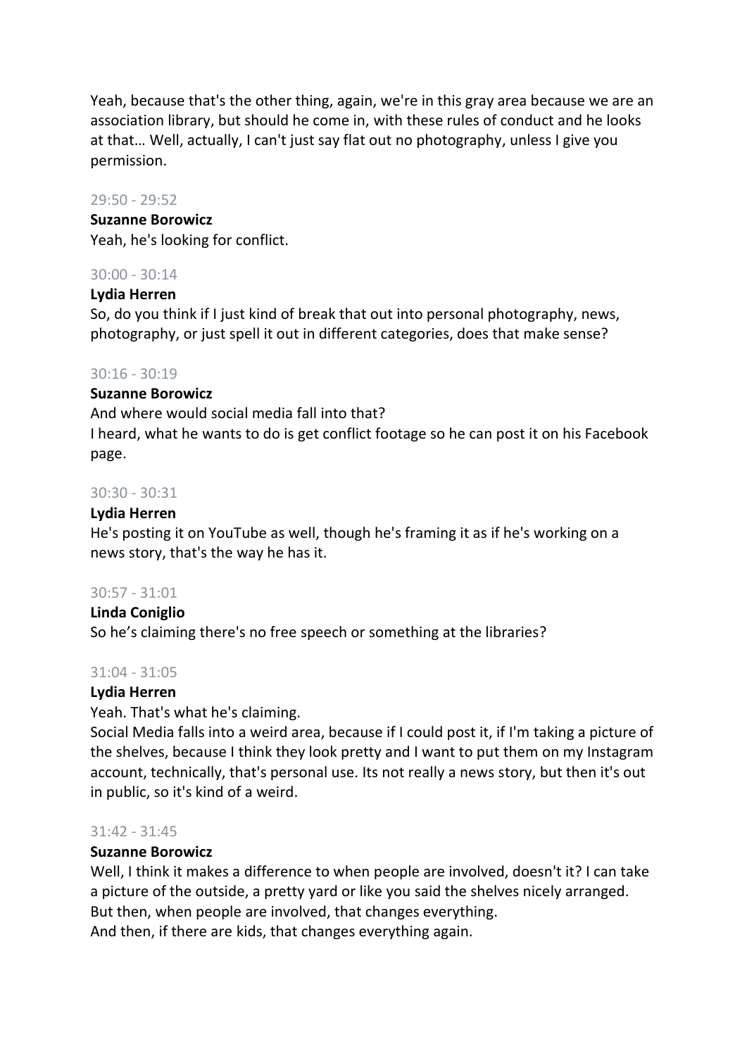Yeah, because that's the other thing, again, we're in this gray area because we are an association library, but should he come in, with these rules of conduct and he looks at that… Well, actually, I can't just say flat out no photography, unless I give you permission.

29:50 - 29:52

**Suzanne Borowicz**

Yeah, he's looking for conflict.

30:00 - 30:14

**Lydia Herren**

So, do you think if I just kind of break that out into personal photography, news, photography, or just spell it out in different categories, does that make sense?

30:16 - 30:19

**Suzanne Borowicz**

And where would social media fall into that?

I heard, what he wants to do is get conflict footage so he can post it on his Facebook page.

30:30 - 30:31

**Lydia Herren**

He's posting it on YouTube as well, though he's framing it as if he's working on a news story, that's the way he has it.

30:57 - 31:01

**Linda Coniglio**

So he's claiming there's no free speech or something at the libraries?

31:04 - 31:05

**Lydia Herren**

Yeah. That's what he's claiming.

Social Media falls into a weird area, because if I could post it, if I'm taking a picture of the shelves, because I think they look pretty and I want to put them on my Instagram account, technically, that's personal use. Its not really a news story, but then it's out in public, so it's kind of a weird.

31:42 - 31:45

**Suzanne Borowicz**

Well, I think it makes a difference to when people are involved, doesn't it? I can take a picture of the outside, a pretty yard or like you said the shelves nicely arranged. But then, when people are involved, that changes everything.

And then, if there are kids, that changes everything again.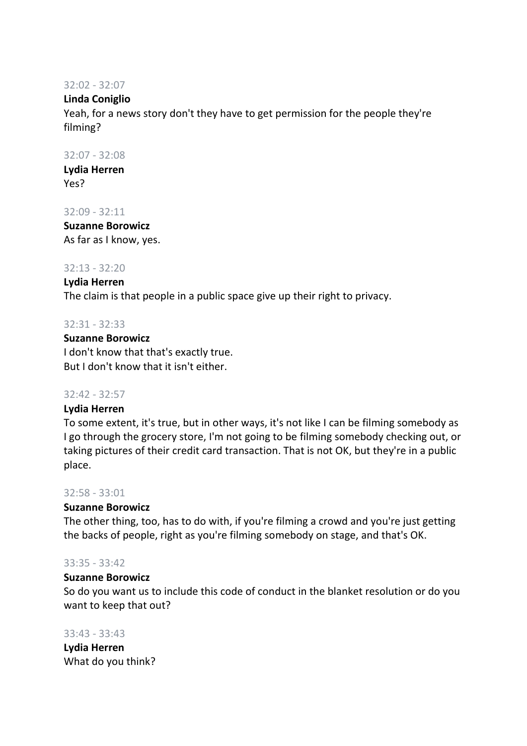32:02 - 32:07

**Linda Coniglio**
Yeah, for a news story don't they have to get permission for the people they're filming?

32:07 - 32:08

**Lydia Herren**
Yes?

32:09 - 32:11

**Suzanne Borowicz**
As far as I know, yes.

32:13 - 32:20

**Lydia Herren**
The claim is that people in a public space give up their right to privacy.

32:31 - 32:33

**Suzanne Borowicz**
I don't know that that's exactly true.
But I don't know that it isn't either.

32:42 - 32:57

**Lydia Herren**
To some extent, it's true, but in other ways, it's not like I can be filming somebody as I go through the grocery store, I'm not going to be filming somebody checking out, or taking pictures of their credit card transaction. That is not OK, but they're in a public place.

32:58 - 33:01

**Suzanne Borowicz**
The other thing, too, has to do with, if you're filming a crowd and you're just getting the backs of people, right as you're filming somebody on stage, and that's OK.

33:35 - 33:42

**Suzanne Borowicz**
So do you want us to include this code of conduct in the blanket resolution or do you want to keep that out?

33:43 - 33:43

**Lydia Herren**
What do you think?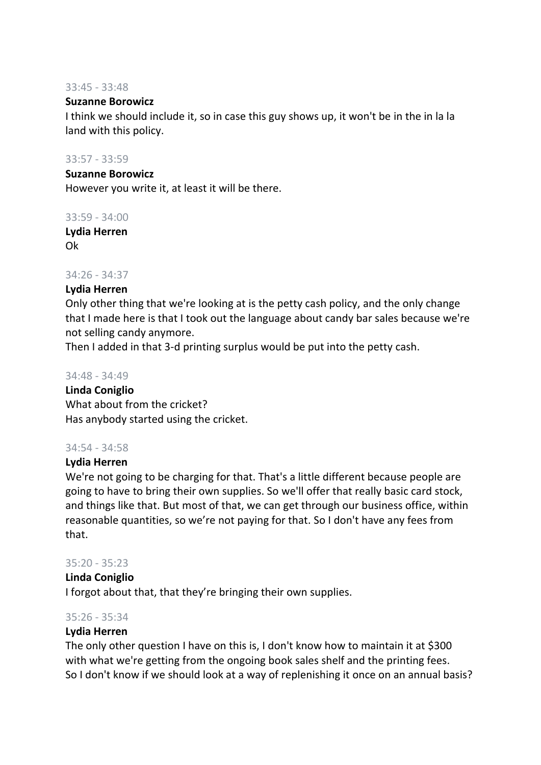33:45 - 33:48

**Suzanne Borowicz**
I think we should include it, so in case this guy shows up, it won't be in the in la la land with this policy.

33:57 - 33:59

**Suzanne Borowicz**
However you write it, at least it will be there.

33:59 - 34:00

**Lydia Herren**
Ok

34:26 - 34:37

**Lydia Herren**
Only other thing that we're looking at is the petty cash policy, and the only change that I made here is that I took out the language about candy bar sales because we're not selling candy anymore.
Then I added in that 3-d printing surplus would be put into the petty cash.

34:48 - 34:49

**Linda Coniglio**
What about from the cricket?
Has anybody started using the cricket.

34:54 - 34:58

**Lydia Herren**
We're not going to be charging for that. That's a little different because people are going to have to bring their own supplies. So we'll offer that really basic card stock, and things like that. But most of that, we can get through our business office, within reasonable quantities, so we're not paying for that. So I don't have any fees from that.

35:20 - 35:23

**Linda Coniglio**
I forgot about that, that they're bringing their own supplies.

35:26 - 35:34

**Lydia Herren**
The only other question I have on this is, I don't know how to maintain it at $300 with what we're getting from the ongoing book sales shelf and the printing fees.
So I don't know if we should look at a way of replenishing it once on an annual basis?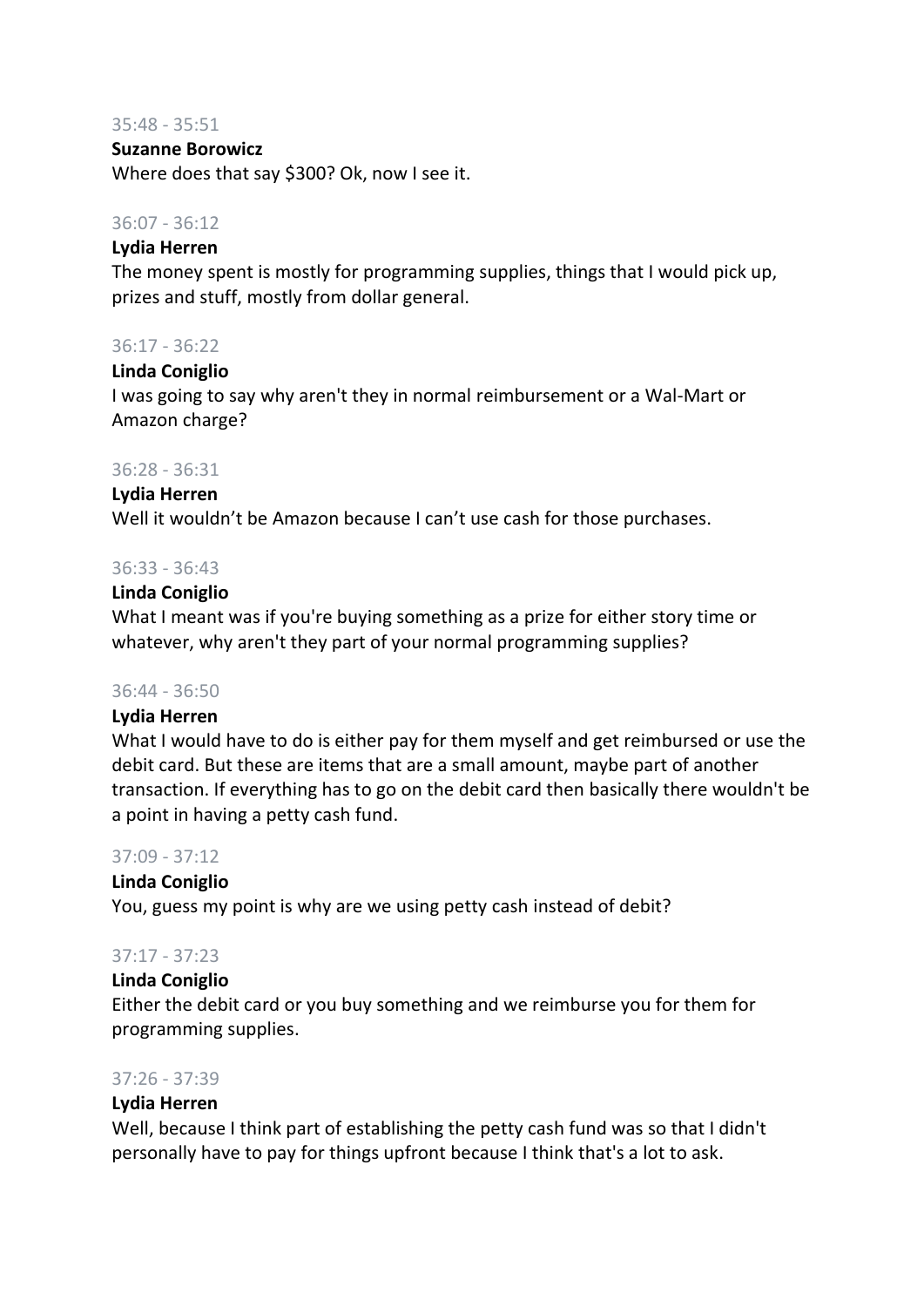35:48 - 35:51

**Suzanne Borowicz**

Where does that say $300? Ok, now I see it.

36:07 - 36:12

**Lydia Herren**

The money spent is mostly for programming supplies, things that I would pick up, prizes and stuff, mostly from dollar general.

36:17 - 36:22

**Linda Coniglio**

I was going to say why aren't they in normal reimbursement or a Wal-Mart or Amazon charge?

36:28 - 36:31

**Lydia Herren**

Well it wouldn't be Amazon because I can't use cash for those purchases.

36:33 - 36:43

**Linda Coniglio**

What I meant was if you're buying something as a prize for either story time or whatever, why aren't they part of your normal programming supplies?

36:44 - 36:50

**Lydia Herren**

What I would have to do is either pay for them myself and get reimbursed or use the debit card. But these are items that are a small amount, maybe part of another transaction. If everything has to go on the debit card then basically there wouldn't be a point in having a petty cash fund.

37:09 - 37:12

**Linda Coniglio**

You, guess my point is why are we using petty cash instead of debit?

37:17 - 37:23

**Linda Coniglio**

Either the debit card or you buy something and we reimburse you for them for programming supplies.

37:26 - 37:39

**Lydia Herren**

Well, because I think part of establishing the petty cash fund was so that I didn't personally have to pay for things upfront because I think that's a lot to ask.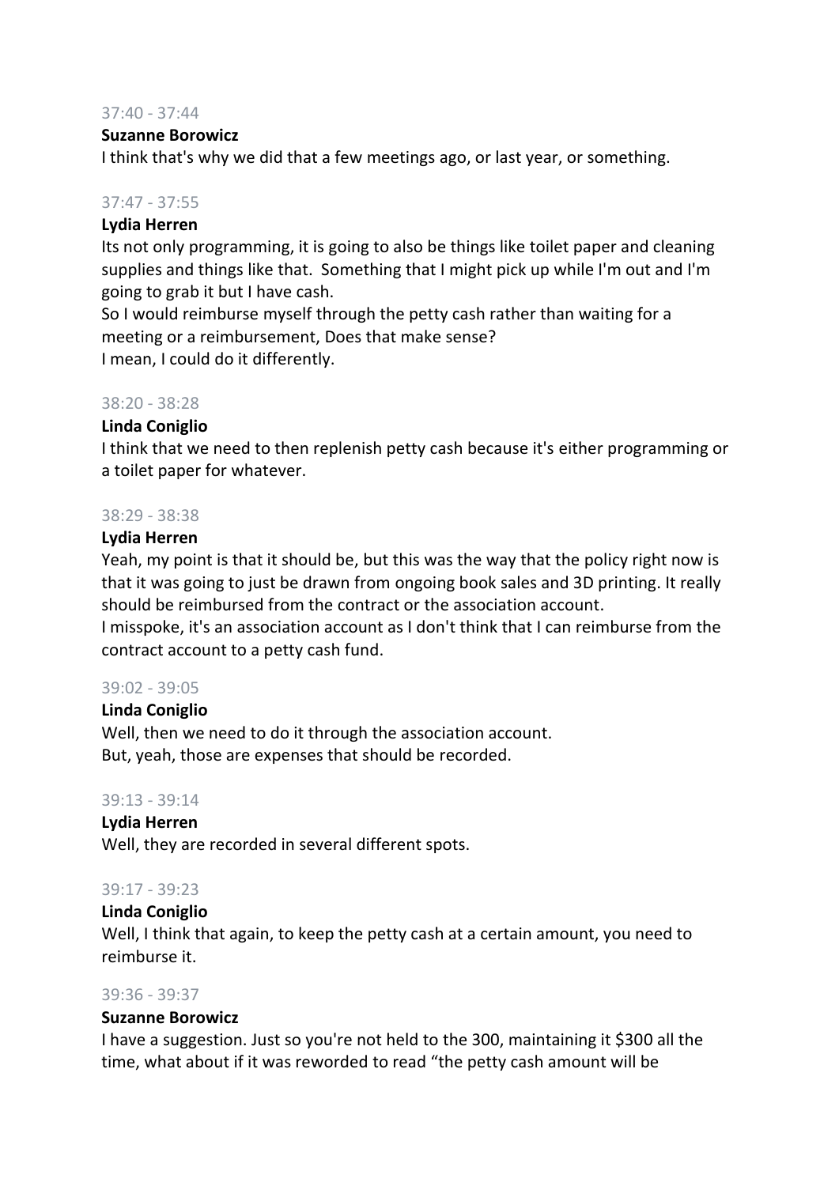37:40 - 37:44

**Suzanne Borowicz**

I think that's why we did that a few meetings ago, or last year, or something.

37:47 - 37:55

**Lydia Herren**

Its not only programming, it is going to also be things like toilet paper and cleaning supplies and things like that. Something that I might pick up while I'm out and I'm going to grab it but I have cash.

So I would reimburse myself through the petty cash rather than waiting for a meeting or a reimbursement, Does that make sense?

I mean, I could do it differently.

38:20 - 38:28

**Linda Coniglio**

I think that we need to then replenish petty cash because it's either programming or a toilet paper for whatever.

38:29 - 38:38

**Lydia Herren**

Yeah, my point is that it should be, but this was the way that the policy right now is that it was going to just be drawn from ongoing book sales and 3D printing. It really should be reimbursed from the contract or the association account.

I misspoke, it's an association account as I don't think that I can reimburse from the contract account to a petty cash fund.

39:02 - 39:05

**Linda Coniglio**

Well, then we need to do it through the association account.

But, yeah, those are expenses that should be recorded.

39:13 - 39:14

**Lydia Herren**

Well, they are recorded in several different spots.

39:17 - 39:23

**Linda Coniglio**

Well, I think that again, to keep the petty cash at a certain amount, you need to reimburse it.

39:36 - 39:37

**Suzanne Borowicz**

I have a suggestion. Just so you're not held to the 300, maintaining it $300 all the time, what about if it was reworded to read "the petty cash amount will be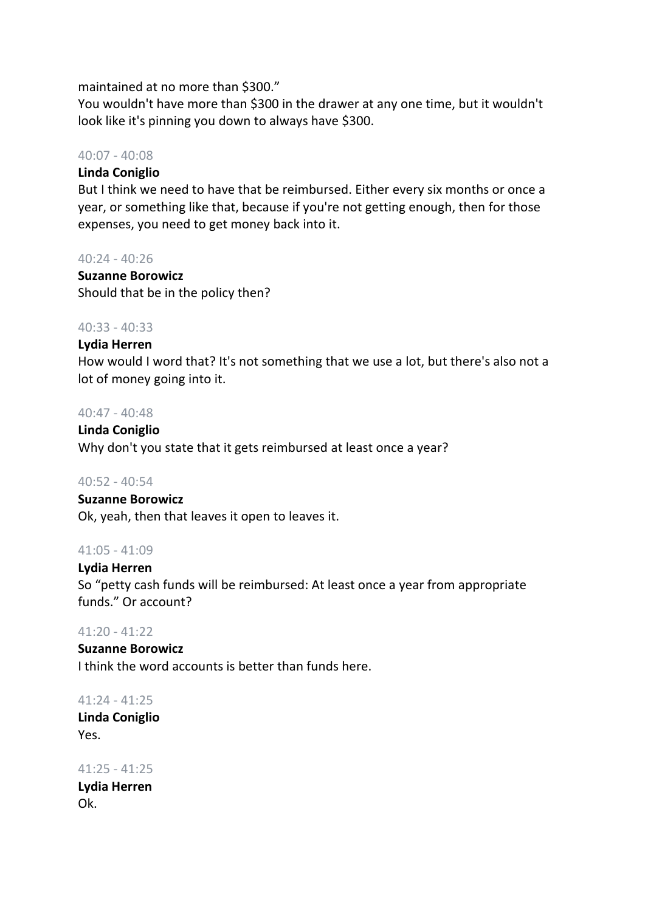maintained at no more than $300."
You wouldn't have more than $300 in the drawer at any one time, but it wouldn't look like it's pinning you down to always have $300.

40:07 - 40:08

**Linda Coniglio**
But I think we need to have that be reimbursed. Either every six months or once a year, or something like that, because if you're not getting enough, then for those expenses, you need to get money back into it.

40:24 - 40:26

**Suzanne Borowicz**
Should that be in the policy then?

40:33 - 40:33

**Lydia Herren**
How would I word that? It's not something that we use a lot, but there's also not a lot of money going into it.

40:47 - 40:48

**Linda Coniglio**
Why don't you state that it gets reimbursed at least once a year?

40:52 - 40:54

**Suzanne Borowicz**
Ok, yeah, then that leaves it open to leaves it.

41:05 - 41:09

**Lydia Herren**
So "petty cash funds will be reimbursed: At least once a year from appropriate funds." Or account?

41:20 - 41:22

**Suzanne Borowicz**
I think the word accounts is better than funds here.

41:24 - 41:25

**Linda Coniglio**
Yes.

41:25 - 41:25

**Lydia Herren**
Ok.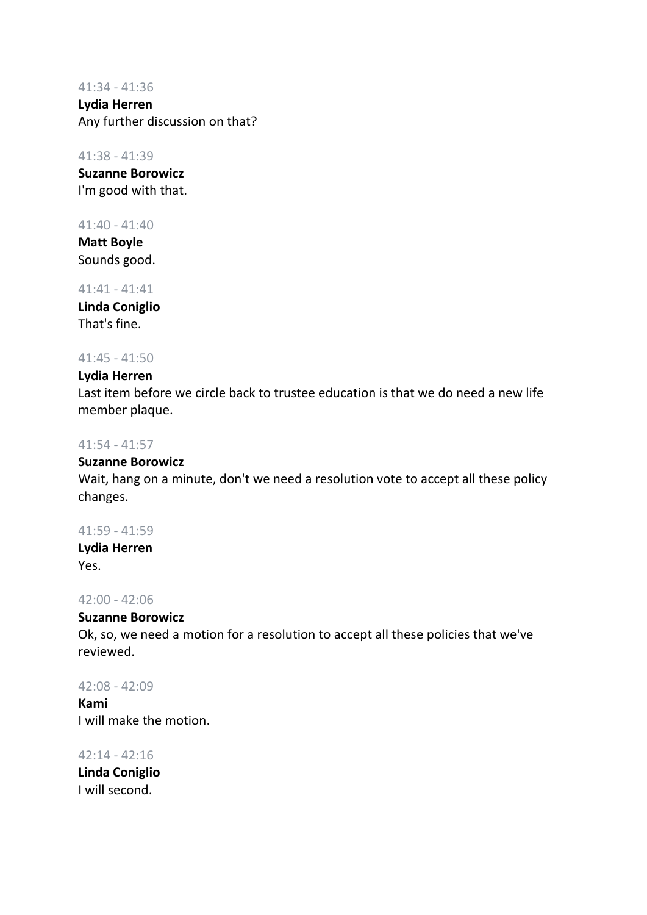41:34 - 41:36

**Lydia Herren**
Any further discussion on that?

41:38 - 41:39

**Suzanne Borowicz**
I'm good with that.

41:40 - 41:40

**Matt Boyle**
Sounds good.

41:41 - 41:41

**Linda Coniglio**
That's fine.

41:45 - 41:50

**Lydia Herren**
Last item before we circle back to trustee education is that we do need a new life member plaque.

41:54 - 41:57

**Suzanne Borowicz**
Wait, hang on a minute, don't we need a resolution vote to accept all these policy changes.

41:59 - 41:59

**Lydia Herren**
Yes.

42:00 - 42:06

**Suzanne Borowicz**
Ok, so, we need a motion for a resolution to accept all these policies that we've reviewed.

42:08 - 42:09

**Kami**
I will make the motion.

42:14 - 42:16

**Linda Coniglio**
I will second.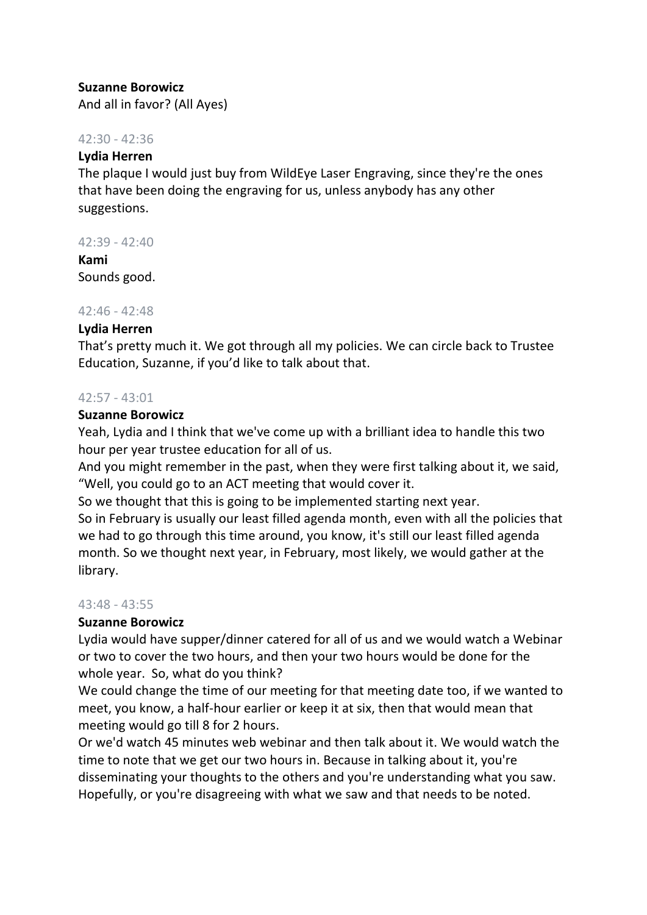**Suzanne Borowicz**
And all in favor? (All Ayes)

42:30 - 42:36

**Lydia Herren**
The plaque I would just buy from WildEye Laser Engraving, since they're the ones that have been doing the engraving for us, unless anybody has any other suggestions.

42:39 - 42:40

**Kami**
Sounds good.

42:46 - 42:48

**Lydia Herren**
That's pretty much it. We got through all my policies. We can circle back to Trustee Education, Suzanne, if you'd like to talk about that.

42:57 - 43:01

**Suzanne Borowicz**
Yeah, Lydia and I think that we've come up with a brilliant idea to handle this two hour per year trustee education for all of us.
And you might remember in the past, when they were first talking about it, we said, "Well, you could go to an ACT meeting that would cover it.
So we thought that this is going to be implemented starting next year.
So in February is usually our least filled agenda month, even with all the policies that we had to go through this time around, you know, it's still our least filled agenda month. So we thought next year, in February, most likely, we would gather at the library.

43:48 - 43:55

**Suzanne Borowicz**
Lydia would have supper/dinner catered for all of us and we would watch a Webinar or two to cover the two hours, and then your two hours would be done for the whole year. So, what do you think?
We could change the time of our meeting for that meeting date too, if we wanted to meet, you know, a half-hour earlier or keep it at six, then that would mean that meeting would go till 8 for 2 hours.
Or we'd watch 45 minutes web webinar and then talk about it. We would watch the time to note that we get our two hours in. Because in talking about it, you're disseminating your thoughts to the others and you're understanding what you saw. Hopefully, or you're disagreeing with what we saw and that needs to be noted.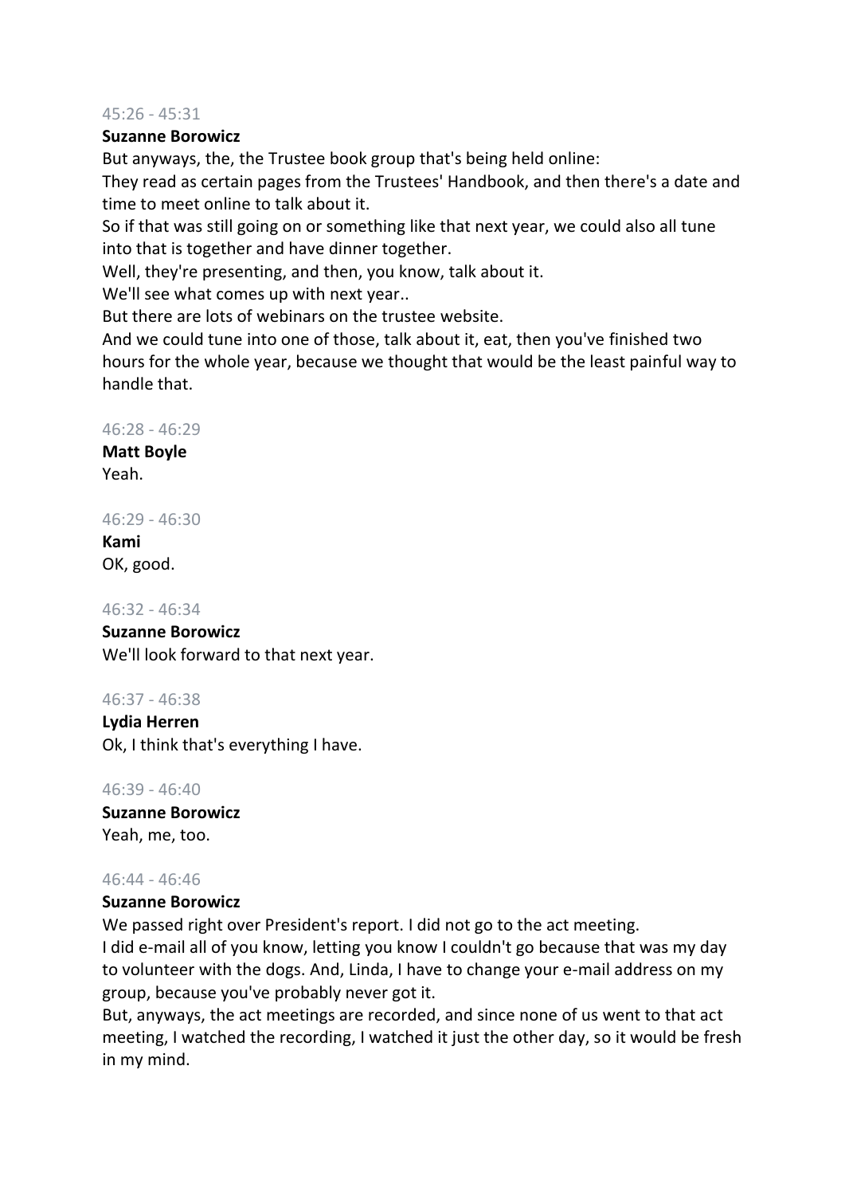45:26 - 45:31

**Suzanne Borowicz**

But anyways, the, the Trustee book group that's being held online:

They read as certain pages from the Trustees' Handbook, and then there's a date and time to meet online to talk about it.

So if that was still going on or something like that next year, we could also all tune into that is together and have dinner together.

Well, they're presenting, and then, you know, talk about it.

We'll see what comes up with next year..

But there are lots of webinars on the trustee website.

And we could tune into one of those, talk about it, eat, then you've finished two hours for the whole year, because we thought that would be the least painful way to handle that.

46:28 - 46:29

**Matt Boyle**

Yeah.

46:29 - 46:30

**Kami**

OK, good.

46:32 - 46:34

**Suzanne Borowicz**

We'll look forward to that next year.

46:37 - 46:38

**Lydia Herren**

Ok, I think that's everything I have.

46:39 - 46:40

**Suzanne Borowicz**

Yeah, me, too.

46:44 - 46:46

**Suzanne Borowicz**

We passed right over President's report. I did not go to the act meeting.

I did e-mail all of you know, letting you know I couldn't go because that was my day to volunteer with the dogs. And, Linda, I have to change your e-mail address on my group, because you've probably never got it.

But, anyways, the act meetings are recorded, and since none of us went to that act meeting, I watched the recording, I watched it just the other day, so it would be fresh in my mind.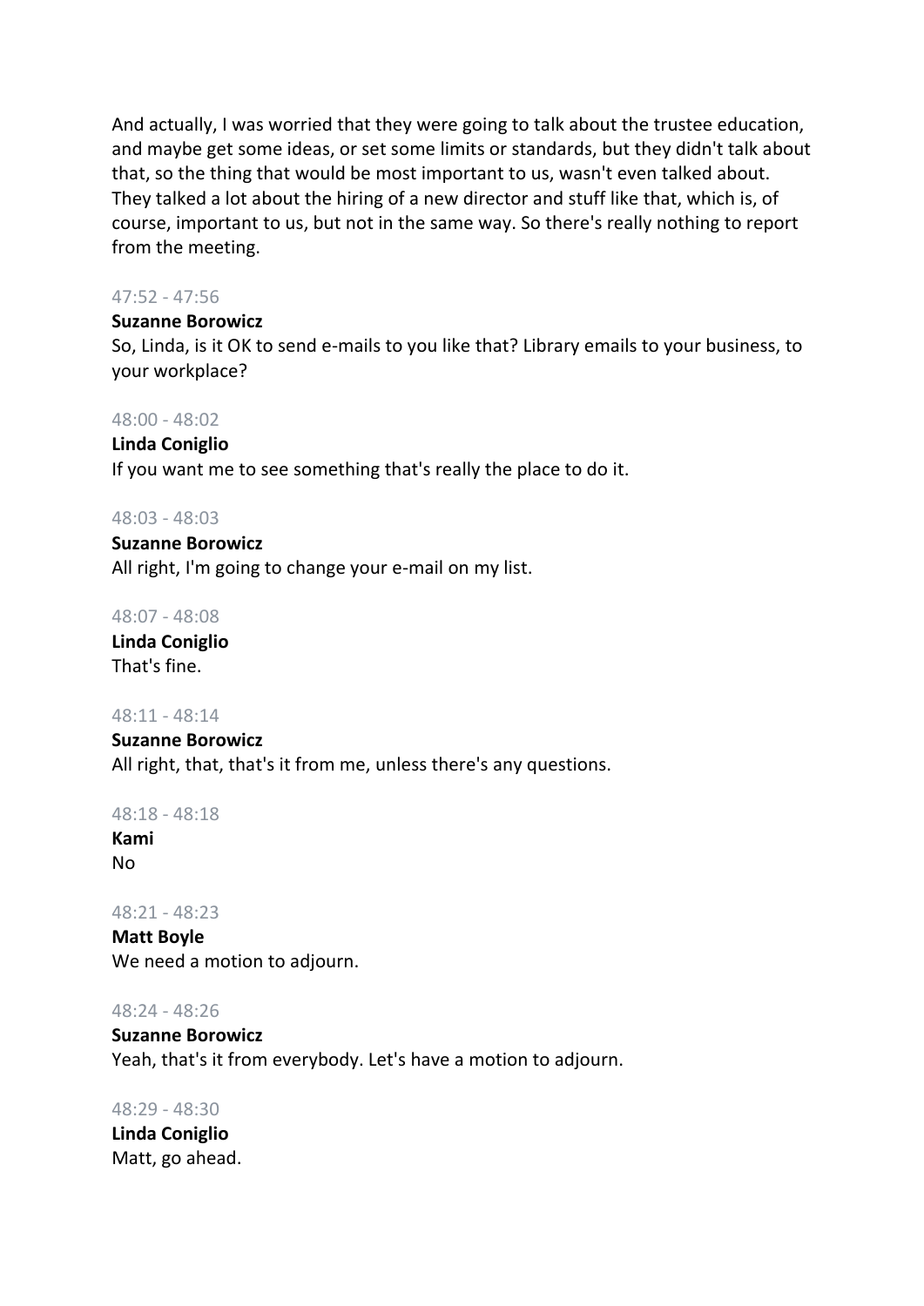And actually, I was worried that they were going to talk about the trustee education, and maybe get some ideas, or set some limits or standards, but they didn't talk about that, so the thing that would be most important to us, wasn't even talked about. They talked a lot about the hiring of a new director and stuff like that, which is, of course, important to us, but not in the same way. So there's really nothing to report from the meeting.

47:52 - 47:56

**Suzanne Borowicz**
So, Linda, is it OK to send e-mails to you like that? Library emails to your business, to your workplace?

48:00 - 48:02

**Linda Coniglio**
If you want me to see something that's really the place to do it.

48:03 - 48:03

**Suzanne Borowicz**
All right, I'm going to change your e-mail on my list.

48:07 - 48:08

**Linda Coniglio**
That's fine.

48:11 - 48:14

**Suzanne Borowicz**
All right, that, that's it from me, unless there's any questions.

48:18 - 48:18

**Kami**
No

48:21 - 48:23

**Matt Boyle**
We need a motion to adjourn.

48:24 - 48:26

**Suzanne Borowicz**
Yeah, that's it from everybody. Let's have a motion to adjourn.

48:29 - 48:30

**Linda Coniglio**
Matt, go ahead.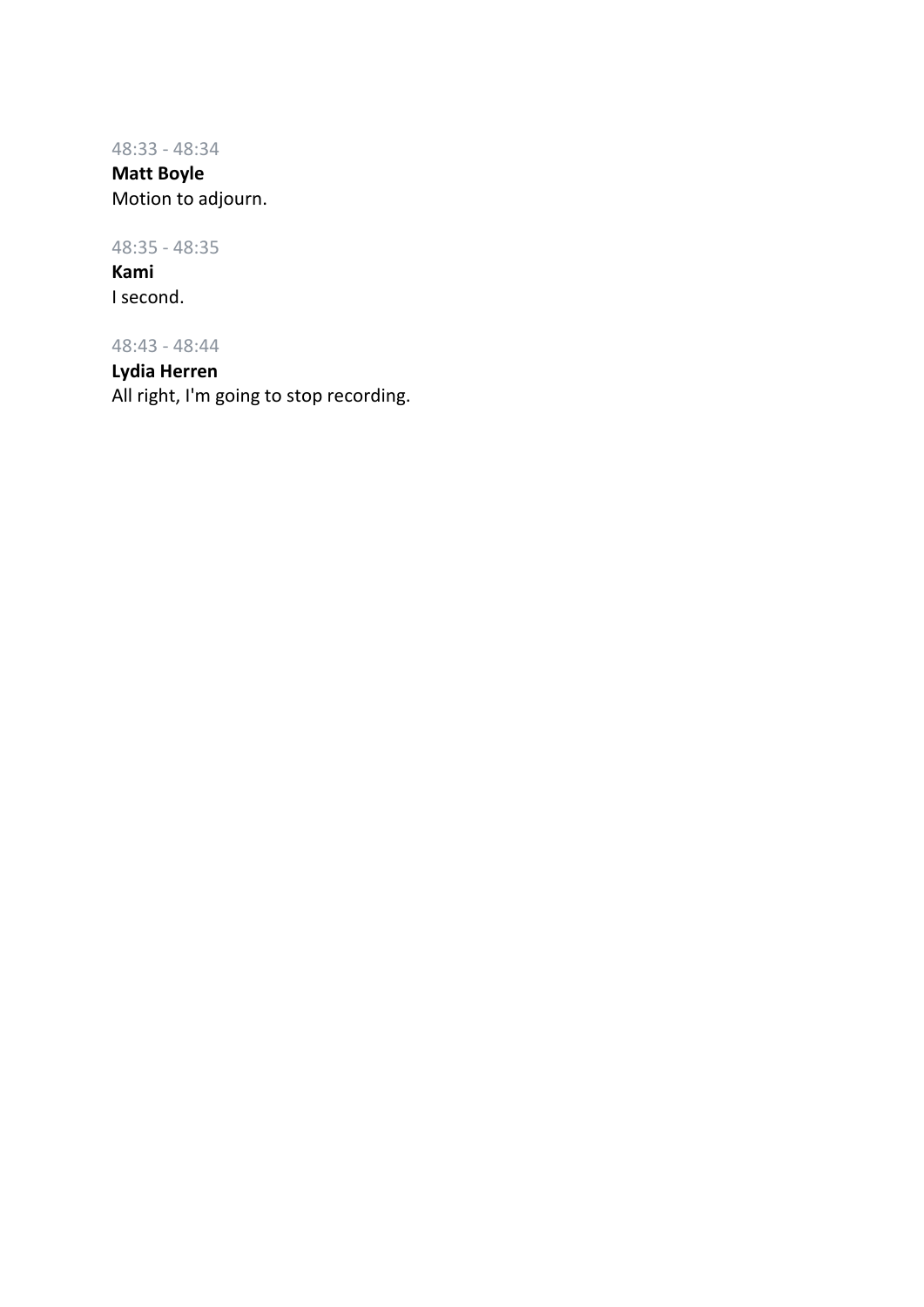48:33 - 48:34

**Matt Boyle**
Motion to adjourn.

48:35 - 48:35

**Kami**
I second.

48:43 - 48:44

**Lydia Herren**
All right, I'm going to stop recording.